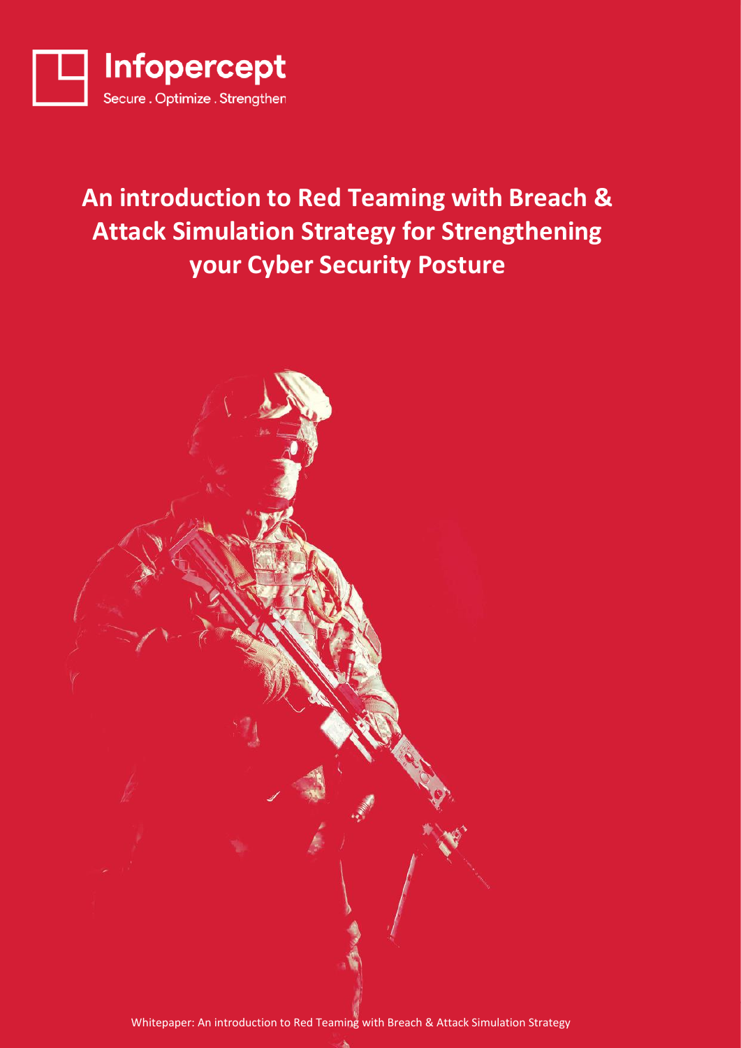Infopercept

Secure . Optimize . Strengthen

# An introduction to Red Teaming with Breach & Attack Simulation Strategy for Strengthening your Cyber Security Posture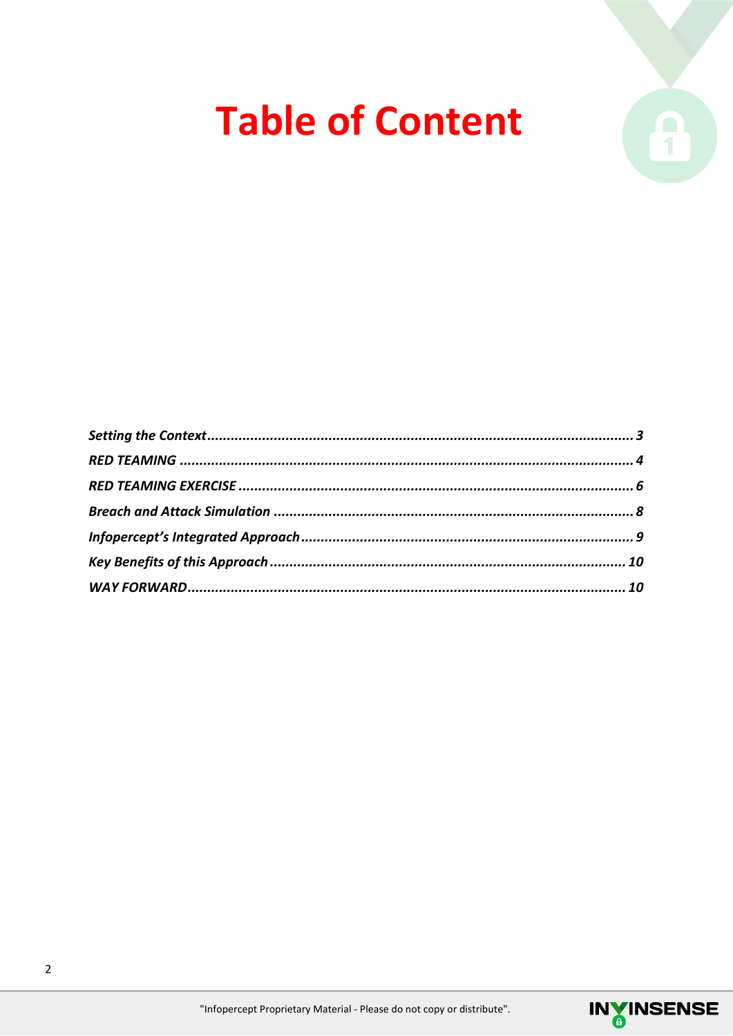# Table of Content

*Setting the Context* ........................................ *3*

*RED TEAMING* ........................................ *4*

*RED TEAMING EXERCISE* ........................................ *6*

*Breach and Attack Simulation* ........................................ *8*

*Infopercept's Integrated Approach* ........................................ *9*

*Key Benefits of this Approach* ........................................ *10*

*WAY FORWARD* ........................................ *10*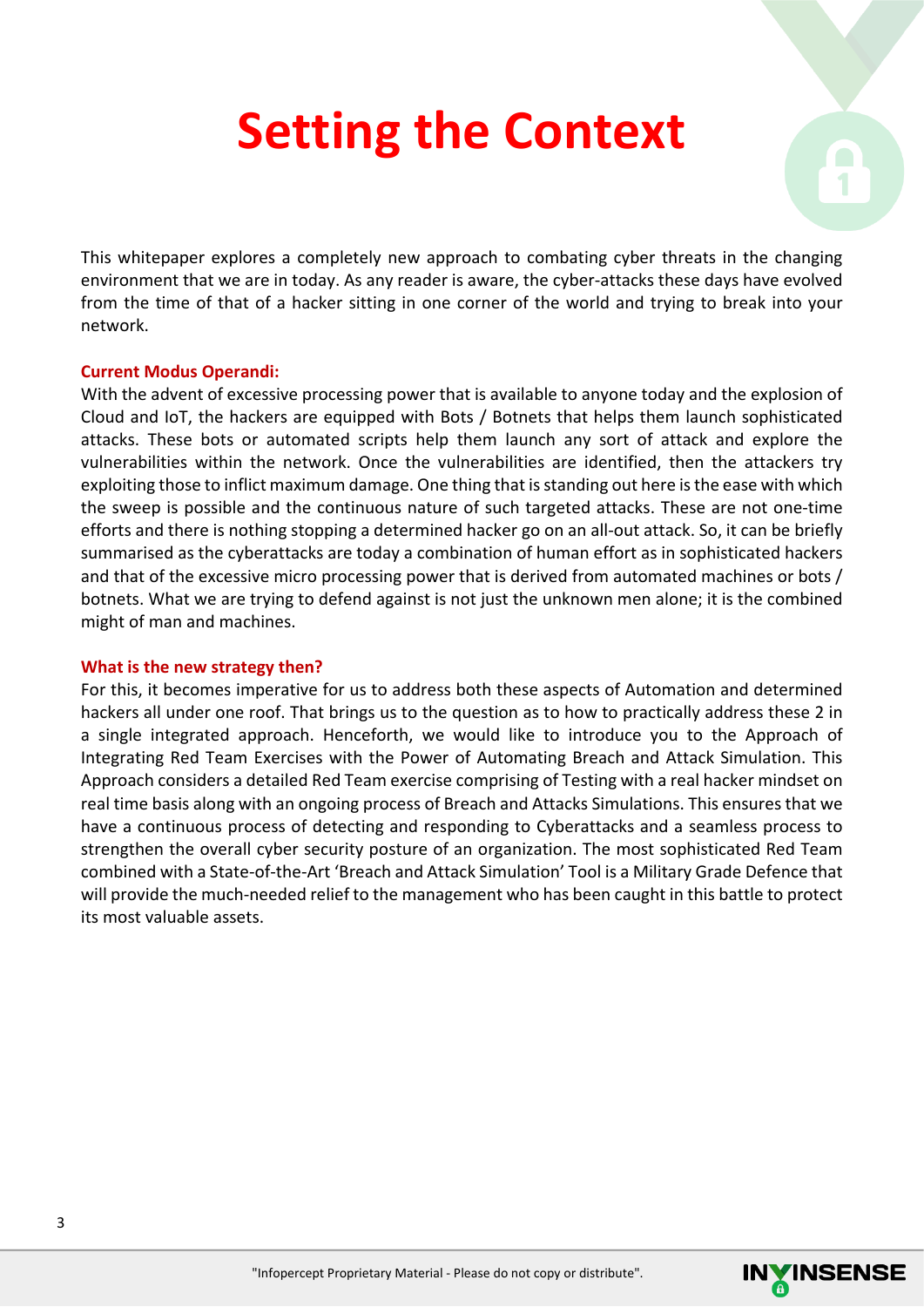# Setting the Context

This whitepaper explores a completely new approach to combating cyber threats in the changing environment that we are in today. As any reader is aware, the cyber-attacks these days have evolved from the time of that of a hacker sitting in one corner of the world and trying to break into your network.

**Current Modus Operandi:**

With the advent of excessive processing power that is available to anyone today and the explosion of Cloud and IoT, the hackers are equipped with Bots / Botnets that helps them launch sophisticated attacks. These bots or automated scripts help them launch any sort of attack and explore the vulnerabilities within the network. Once the vulnerabilities are identified, then the attackers try exploiting those to inflict maximum damage. One thing that is standing out here is the ease with which the sweep is possible and the continuous nature of such targeted attacks. These are not one-time efforts and there is nothing stopping a determined hacker go on an all-out attack. So, it can be briefly summarised as the cyberattacks are today a combination of human effort as in sophisticated hackers and that of the excessive micro processing power that is derived from automated machines or bots / botnets. What we are trying to defend against is not just the unknown men alone; it is the combined might of man and machines.

**What is the new strategy then?**

For this, it becomes imperative for us to address both these aspects of Automation and determined hackers all under one roof. That brings us to the question as to how to practically address these 2 in a single integrated approach. Henceforth, we would like to introduce you to the Approach of Integrating Red Team Exercises with the Power of Automating Breach and Attack Simulation. This Approach considers a detailed Red Team exercise comprising of Testing with a real hacker mindset on real time basis along with an ongoing process of Breach and Attacks Simulations. This ensures that we have a continuous process of detecting and responding to Cyberattacks and a seamless process to strengthen the overall cyber security posture of an organization. The most sophisticated Red Team combined with a State-of-the-Art 'Breach and Attack Simulation' Tool is a Military Grade Defence that will provide the much-needed relief to the management who has been caught in this battle to protect its most valuable assets.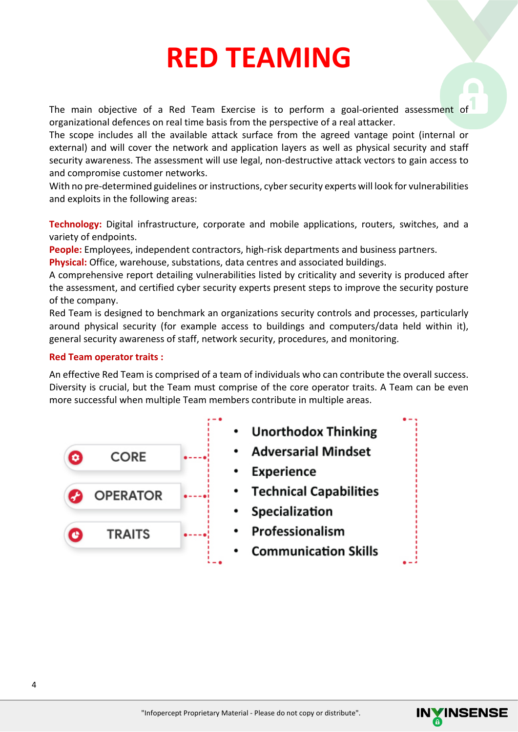# RED TEAMING

The main objective of a Red Team Exercise is to perform a goal-oriented assessment of organizational defences on real time basis from the perspective of a real attacker.
The scope includes all the available attack surface from the agreed vantage point (internal or external) and will cover the network and application layers as well as physical security and staff security awareness. The assessment will use legal, non-destructive attack vectors to gain access to and compromise customer networks.
With no pre-determined guidelines or instructions, cyber security experts will look for vulnerabilities and exploits in the following areas:

**Technology:** Digital infrastructure, corporate and mobile applications, routers, switches, and a variety of endpoints.
**People:** Employees, independent contractors, high-risk departments and business partners.
**Physical:** Office, warehouse, substations, data centres and associated buildings.
A comprehensive report detailing vulnerabilities listed by criticality and severity is produced after the assessment, and certified cyber security experts present steps to improve the security posture of the company.
Red Team is designed to benchmark an organizations security controls and processes, particularly around physical security (for example access to buildings and computers/data held within it), general security awareness of staff, network security, procedures, and monitoring.

**Red Team operator traits :**

An effective Red Team is comprised of a team of individuals who can contribute the overall success. Diversity is crucial, but the Team must comprise of the core operator traits. A Team can be even more successful when multiple Team members contribute in multiple areas.

CORE OPERATOR TRAITS

- Unorthodox Thinking
- Adversarial Mindset
- Experience
- Technical Capabilities
- Specialization
- Professionalism
- Communication Skills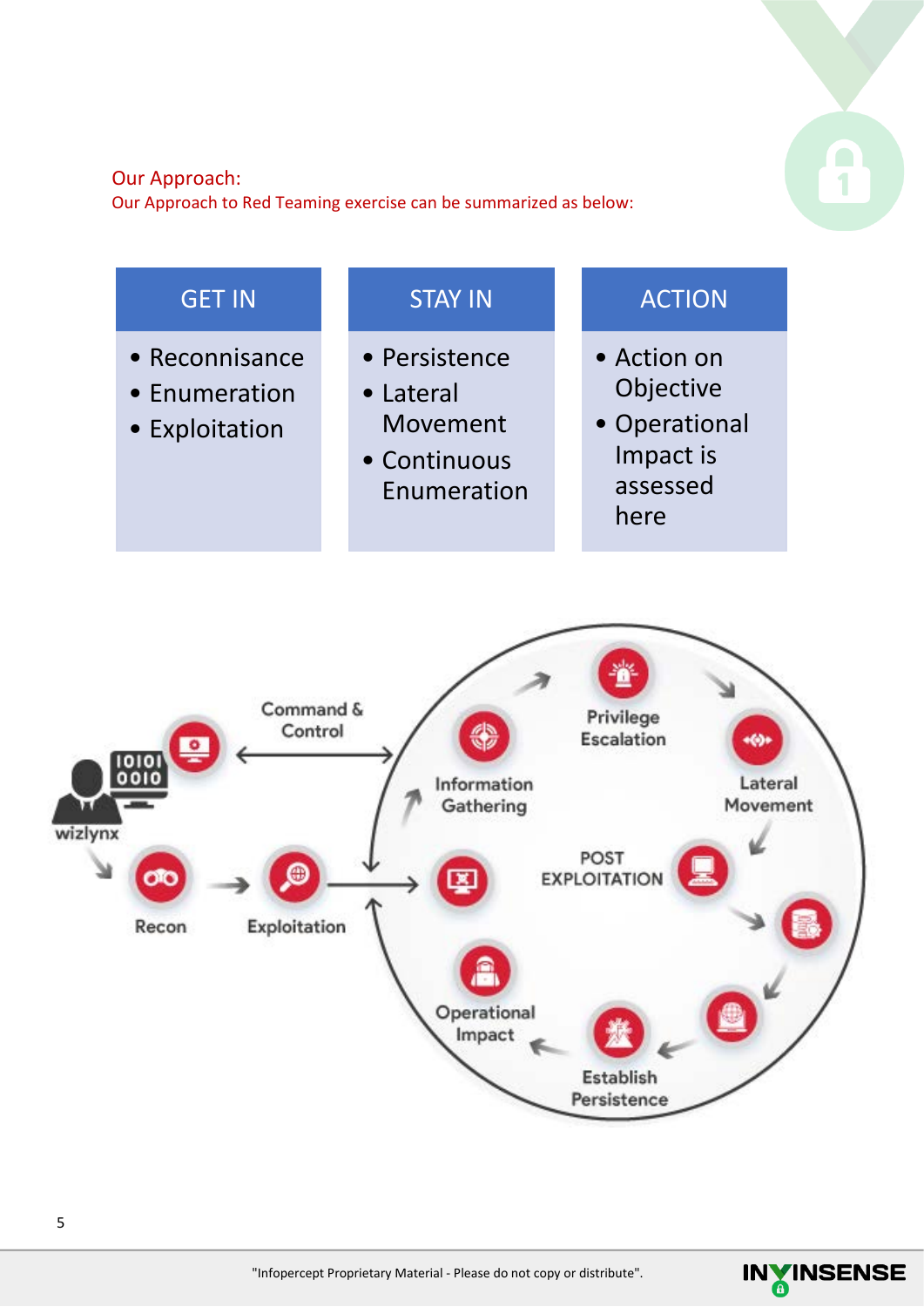## Our Approach:

Our Approach to Red Teaming exercise can be summarized as below:

| GET IN | STAY IN | ACTION |
| --- | --- | --- |
| • Reconnaissance<br>• Enumeration<br>• Exploitation | • Persistence<br>• Lateral Movement<br>• Continuous Enumeration | • Action on Objective<br>• Operational Impact is assessed here |

wizlynx

Command & Control

Recon

Exploitation

Information Gathering

Privilege Escalation

Lateral Movement

POST EXPLOITATION

Operational Impact

Establish Persistence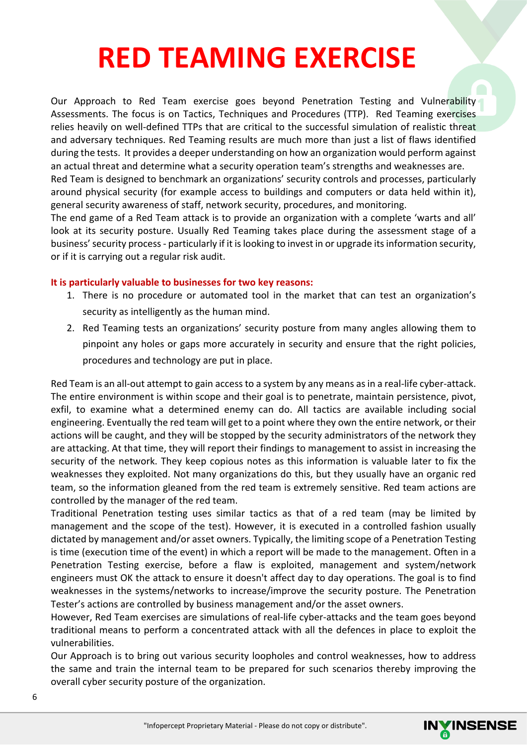# RED TEAMING EXERCISE

Our Approach to Red Team exercise goes beyond Penetration Testing and Vulnerability Assessments. The focus is on Tactics, Techniques and Procedures (TTP). Red Teaming exercises relies heavily on well-defined TTPs that are critical to the successful simulation of realistic threat and adversary techniques. Red Teaming results are much more than just a list of flaws identified during the tests. It provides a deeper understanding on how an organization would perform against an actual threat and determine what a security operation team's strengths and weaknesses are.
Red Team is designed to benchmark an organizations' security controls and processes, particularly around physical security (for example access to buildings and computers or data held within it), general security awareness of staff, network security, procedures, and monitoring.
The end game of a Red Team attack is to provide an organization with a complete 'warts and all' look at its security posture. Usually Red Teaming takes place during the assessment stage of a business' security process - particularly if it is looking to invest in or upgrade its information security, or if it is carrying out a regular risk audit.

**It is particularly valuable to businesses for two key reasons:**

1. There is no procedure or automated tool in the market that can test an organization's security as intelligently as the human mind.
2. Red Teaming tests an organizations' security posture from many angles allowing them to pinpoint any holes or gaps more accurately in security and ensure that the right policies, procedures and technology are put in place.

Red Team is an all-out attempt to gain access to a system by any means as in a real-life cyber-attack. The entire environment is within scope and their goal is to penetrate, maintain persistence, pivot, exfil, to examine what a determined enemy can do. All tactics are available including social engineering. Eventually the red team will get to a point where they own the entire network, or their actions will be caught, and they will be stopped by the security administrators of the network they are attacking. At that time, they will report their findings to management to assist in increasing the security of the network. They keep copious notes as this information is valuable later to fix the weaknesses they exploited. Not many organizations do this, but they usually have an organic red team, so the information gleaned from the red team is extremely sensitive. Red team actions are controlled by the manager of the red team.
Traditional Penetration testing uses similar tactics as that of a red team (may be limited by management and the scope of the test). However, it is executed in a controlled fashion usually dictated by management and/or asset owners. Typically, the limiting scope of a Penetration Testing is time (execution time of the event) in which a report will be made to the management. Often in a Penetration Testing exercise, before a flaw is exploited, management and system/network engineers must OK the attack to ensure it doesn't affect day to day operations. The goal is to find weaknesses in the systems/networks to increase/improve the security posture. The Penetration Tester's actions are controlled by business management and/or the asset owners.
However, Red Team exercises are simulations of real-life cyber-attacks and the team goes beyond traditional means to perform a concentrated attack with all the defences in place to exploit the vulnerabilities.
Our Approach is to bring out various security loopholes and control weaknesses, how to address the same and train the internal team to be prepared for such scenarios thereby improving the overall cyber security posture of the organization.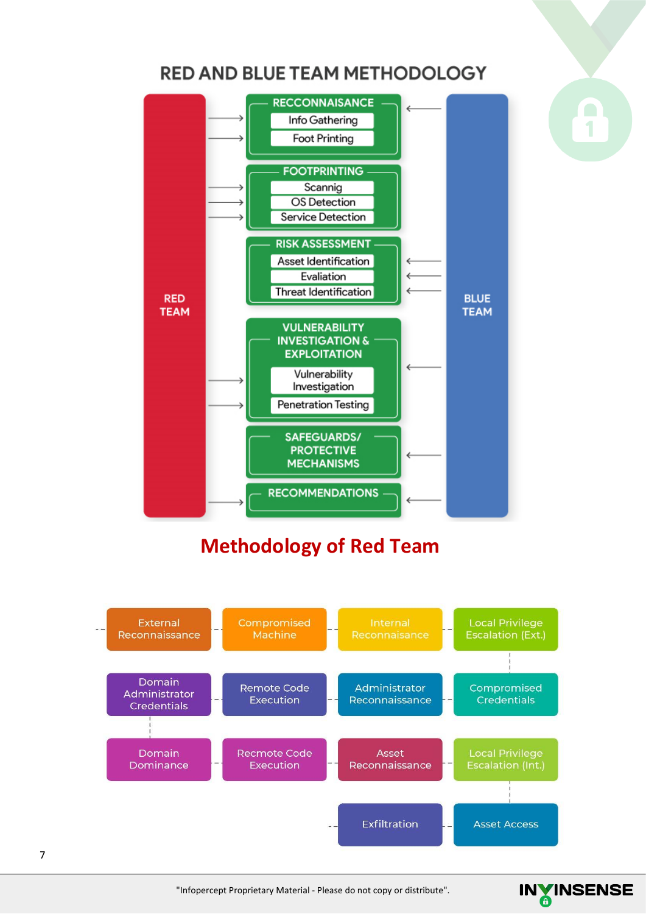## RED AND BLUE TEAM METHODOLOGY

RED TEAM

**RECCONNAISANCE**
- Info Gathering
- Foot Printing

**FOOTPRINTING**
- Scannig
- OS Detection
- Service Detection

**RISK ASSESSMENT**
- Asset Identification
- Evaliation
- Threat Identification

**VULNERABILITY INVESTIGATION & EXPLOITATION**
- Vulnerability Investigation
- Penetration Testing

**SAFEGUARDS/ PROTECTIVE MECHANISMS**

**RECOMMENDATIONS**

BLUE TEAM

## Methodology of Red Team

External Reconnaissance → Compromised Machine → Internal Reconnaissance → Local Privilege Escalation (Ext.) → Compromised Credentials → Administrator Reconnaissance → Remote Code Execution → Domain Administrator Credentials → Domain Dominance → Recmote Code Execution → Asset Reconnaissance → Local Privilege Escalation (Int.) → Asset Access → Exfiltration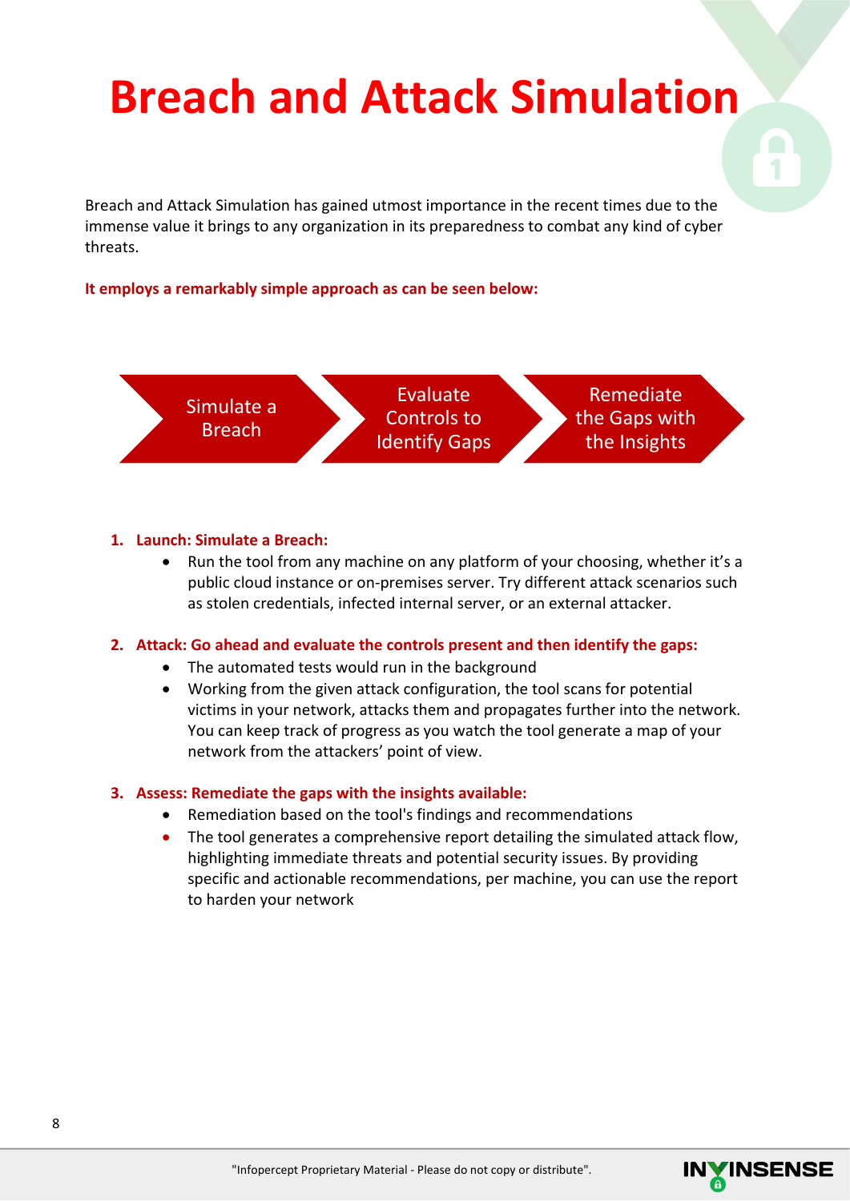# Breach and Attack Simulation

Breach and Attack Simulation has gained utmost importance in the recent times due to the immense value it brings to any organization in its preparedness to combat any kind of cyber threats.

**It employs a remarkably simple approach as can be seen below:**

Simulate a Breach → Evaluate Controls to Identify Gaps → Remediate the Gaps with the Insights

1. **Launch: Simulate a Breach:**
    - Run the tool from any machine on any platform of your choosing, whether it's a public cloud instance or on-premises server. Try different attack scenarios such as stolen credentials, infected internal server, or an external attacker.

2. **Attack: Go ahead and evaluate the controls present and then identify the gaps:**
    - The automated tests would run in the background
    - Working from the given attack configuration, the tool scans for potential victims in your network, attacks them and propagates further into the network. You can keep track of progress as you watch the tool generate a map of your network from the attackers' point of view.

3. **Assess: Remediate the gaps with the insights available:**
    - Remediation based on the tool's findings and recommendations
    - The tool generates a comprehensive report detailing the simulated attack flow, highlighting immediate threats and potential security issues. By providing specific and actionable recommendations, per machine, you can use the report to harden your network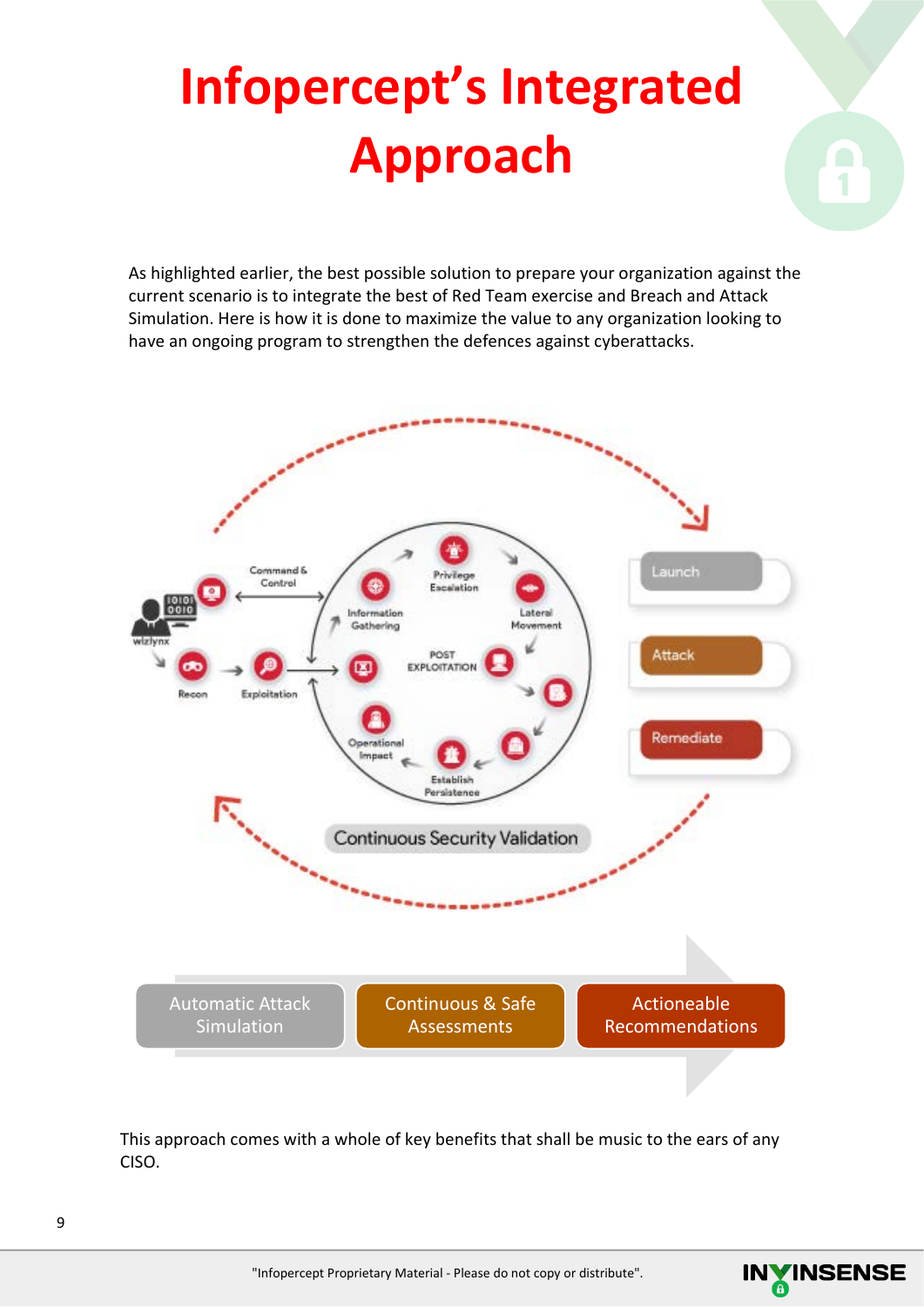# Infopercept's Integrated Approach

As highlighted earlier, the best possible solution to prepare your organization against the current scenario is to integrate the best of Red Team exercise and Breach and Attack Simulation. Here is how it is done to maximize the value to any organization looking to have an ongoing program to strengthen the defences against cyberattacks.

Command & Control

Information Gathering

Privilege Escalation

Lateral Movement

POST EXPLOITATION

Recon

Exploitation

Operational Impact

Establish Persistence

Launch

Attack

Remediate

Continuous Security Validation

Automatic Attack Simulation

Continuous & Safe Assessments

Actionable Recommendations

This approach comes with a whole of key benefits that shall be music to the ears of any CISO.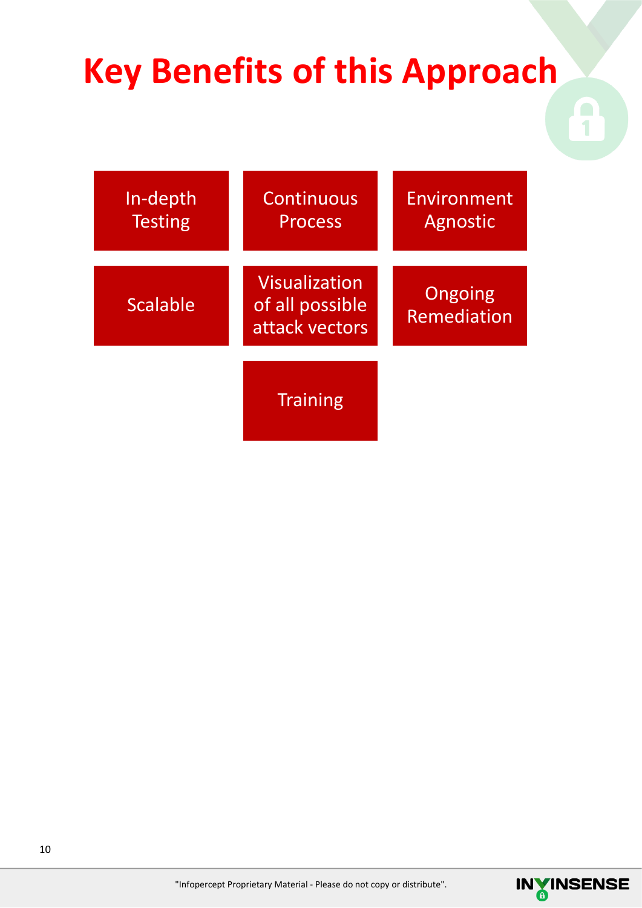# Key Benefits of this Approach

- In-depth Testing
- Continuous Process
- Environment Agnostic
- Scalable
- Visualization of all possible attack vectors
- Ongoing Remediation
- Training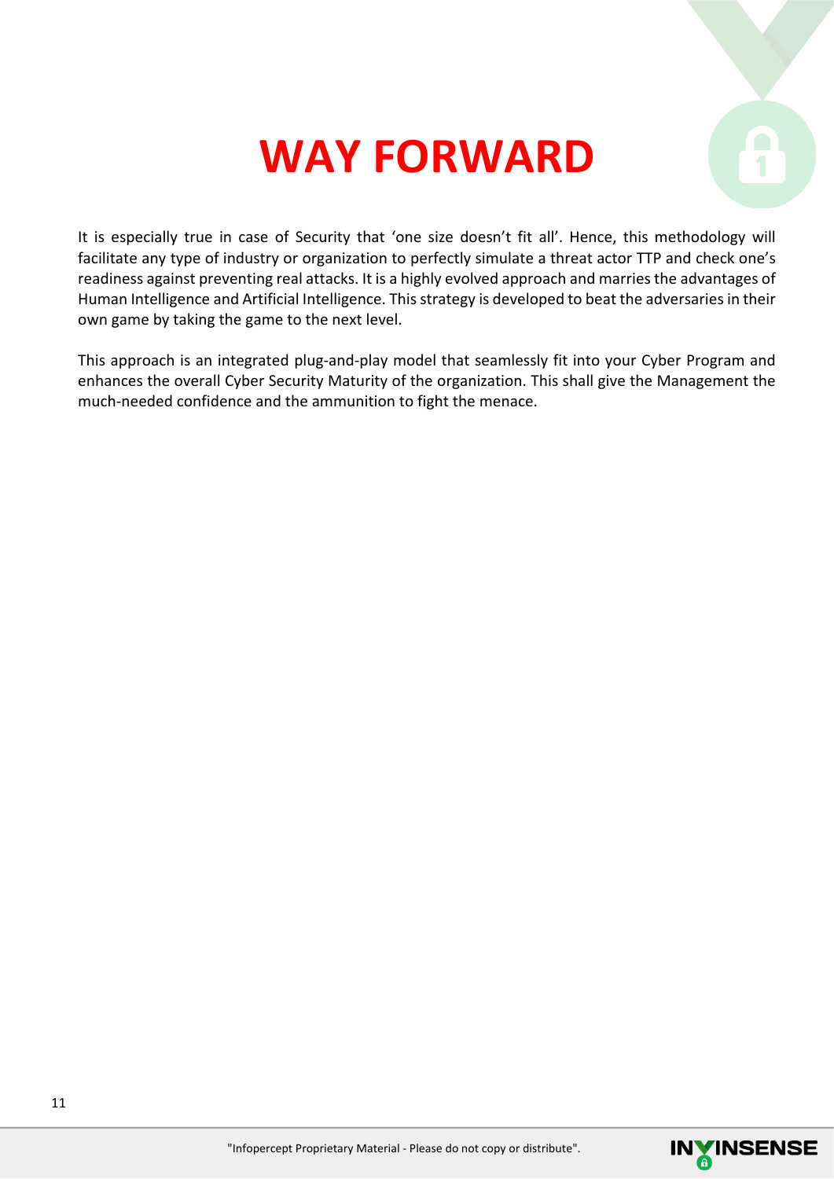# WAY FORWARD

It is especially true in case of Security that 'one size doesn't fit all'. Hence, this methodology will facilitate any type of industry or organization to perfectly simulate a threat actor TTP and check one's readiness against preventing real attacks. It is a highly evolved approach and marries the advantages of Human Intelligence and Artificial Intelligence. This strategy is developed to beat the adversaries in their own game by taking the game to the next level.

This approach is an integrated plug-and-play model that seamlessly fit into your Cyber Program and enhances the overall Cyber Security Maturity of the organization. This shall give the Management the much-needed confidence and the ammunition to fight the menace.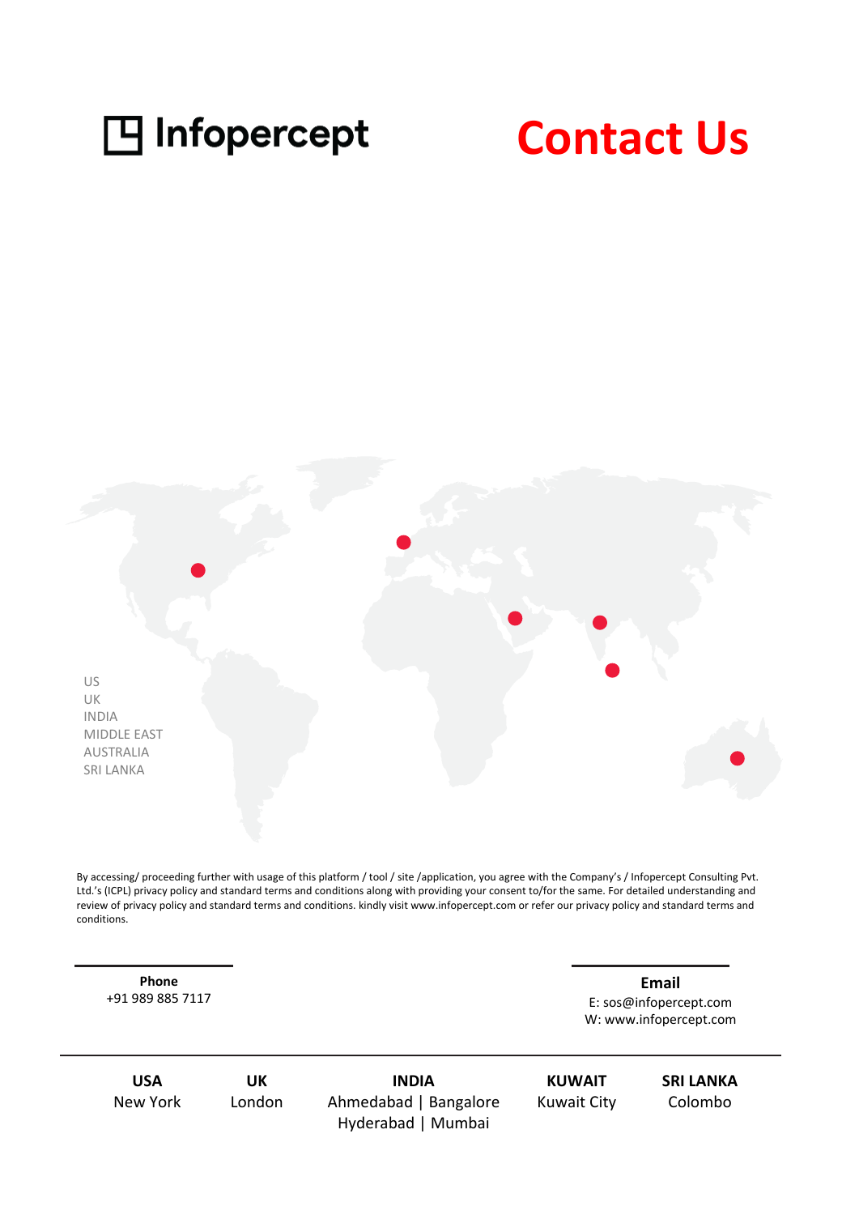Infopercept

# Contact Us

US
UK
INDIA
MIDDLE EAST
AUSTRALIA
SRI LANKA

By accessing/ proceeding further with usage of this platform / tool / site /application, you agree with the Company's / Infopercept Consulting Pvt. Ltd.'s (ICPL) privacy policy and standard terms and conditions along with providing your consent to/for the same. For detailed understanding and review of privacy policy and standard terms and conditions. kindly visit www.infopercept.com or refer our privacy policy and standard terms and conditions.

**Phone**
+91 989 885 7117

**Email**
E: sos@infopercept.com
W: www.infopercept.com

| USA | UK | INDIA | KUWAIT | SRI LANKA |
|---|---|---|---|---|
| New York | London | Ahmedabad \| Bangalore<br>Hyderabad \| Mumbai | Kuwait City | Colombo |